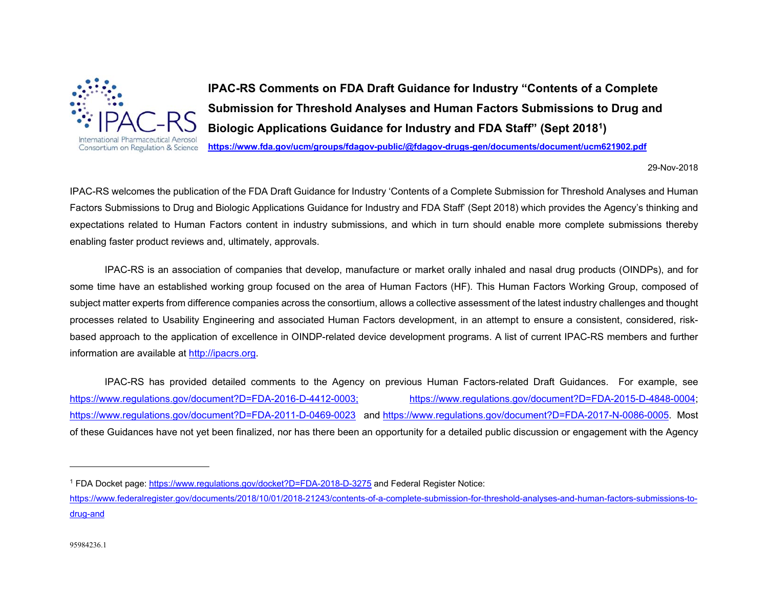# IPAC-RS Comments on FDA Draft Guidance for Industry "Contents of a Complete Submission for Threshold Analyses and Human Factors Submissions to Drug and Biologic Applications Guidance for Industry and FDA Staff" (Sept 2018[1])

**https://www.fda.gov/ucm/groups/fdagov-public/@fdagov-drugs-gen/documents/document/ucm621902.pdf**

29-Nov-2018

IPAC-RS welcomes the publication of the FDA Draft Guidance for Industry 'Contents of a Complete Submission for Threshold Analyses and Human Factors Submissions to Drug and Biologic Applications Guidance for Industry and FDA Staff' (Sept 2018) which provides the Agency's thinking and expectations related to Human Factors content in industry submissions, and which in turn should enable more complete submissions thereby enabling faster product reviews and, ultimately, approvals.

IPAC-RS is an association of companies that develop, manufacture or market orally inhaled and nasal drug products (OINDPs), and for some time have an established working group focused on the area of Human Factors (HF). This Human Factors Working Group, composed of subject matter experts from difference companies across the consortium, allows a collective assessment of the latest industry challenges and thought processes related to Usability Engineering and associated Human Factors development, in an attempt to ensure a consistent, considered, risk-based approach to the application of excellence in OINDP-related device development programs. A list of current IPAC-RS members and further information are available at http://ipacrs.org.

IPAC-RS has provided detailed comments to the Agency on previous Human Factors-related Draft Guidances. For example, see https://www.regulations.gov/document?D=FDA-2016-D-4412-0003; https://www.regulations.gov/document?D=FDA-2015-D-4848-0004; https://www.regulations.gov/document?D=FDA-2011-D-0469-0023 and https://www.regulations.gov/document?D=FDA-2017-N-0086-0005. Most of these Guidances have not yet been finalized, nor has there been an opportunity for a detailed public discussion or engagement with the Agency

---

[1] FDA Docket page: https://www.regulations.gov/docket?D=FDA-2018-D-3275 and Federal Register Notice: https://www.federalregister.gov/documents/2018/10/01/2018-21243/contents-of-a-complete-submission-for-threshold-analyses-and-human-factors-submissions-to-drug-and

95984236.1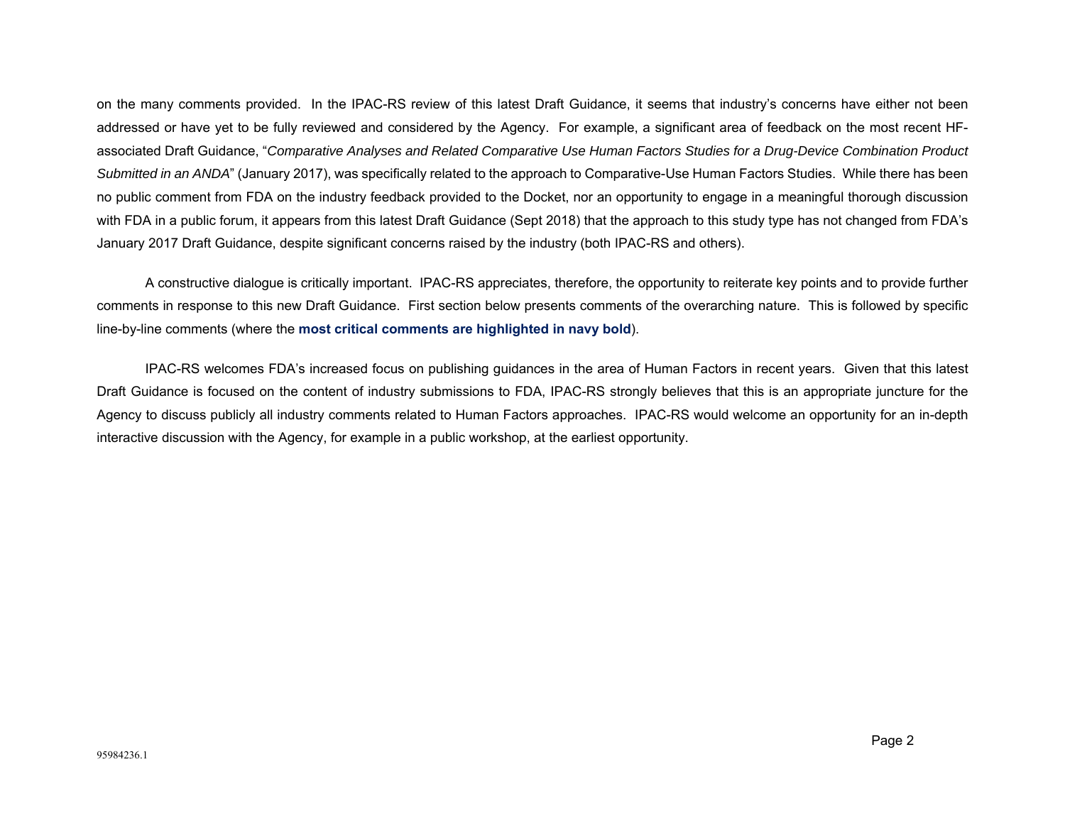on the many comments provided. In the IPAC-RS review of this latest Draft Guidance, it seems that industry's concerns have either not been addressed or have yet to be fully reviewed and considered by the Agency. For example, a significant area of feedback on the most recent HF-associated Draft Guidance, "*Comparative Analyses and Related Comparative Use Human Factors Studies for a Drug-Device Combination Product Submitted in an ANDA*" (January 2017), was specifically related to the approach to Comparative-Use Human Factors Studies. While there has been no public comment from FDA on the industry feedback provided to the Docket, nor an opportunity to engage in a meaningful thorough discussion with FDA in a public forum, it appears from this latest Draft Guidance (Sept 2018) that the approach to this study type has not changed from FDA's January 2017 Draft Guidance, despite significant concerns raised by the industry (both IPAC-RS and others).

A constructive dialogue is critically important. IPAC-RS appreciates, therefore, the opportunity to reiterate key points and to provide further comments in response to this new Draft Guidance. First section below presents comments of the overarching nature. This is followed by specific line-by-line comments (where the **most critical comments are highlighted in navy bold**).

IPAC-RS welcomes FDA's increased focus on publishing guidances in the area of Human Factors in recent years. Given that this latest Draft Guidance is focused on the content of industry submissions to FDA, IPAC-RS strongly believes that this is an appropriate juncture for the Agency to discuss publicly all industry comments related to Human Factors approaches. IPAC-RS would welcome an opportunity for an in-depth interactive discussion with the Agency, for example in a public workshop, at the earliest opportunity.

95984236.1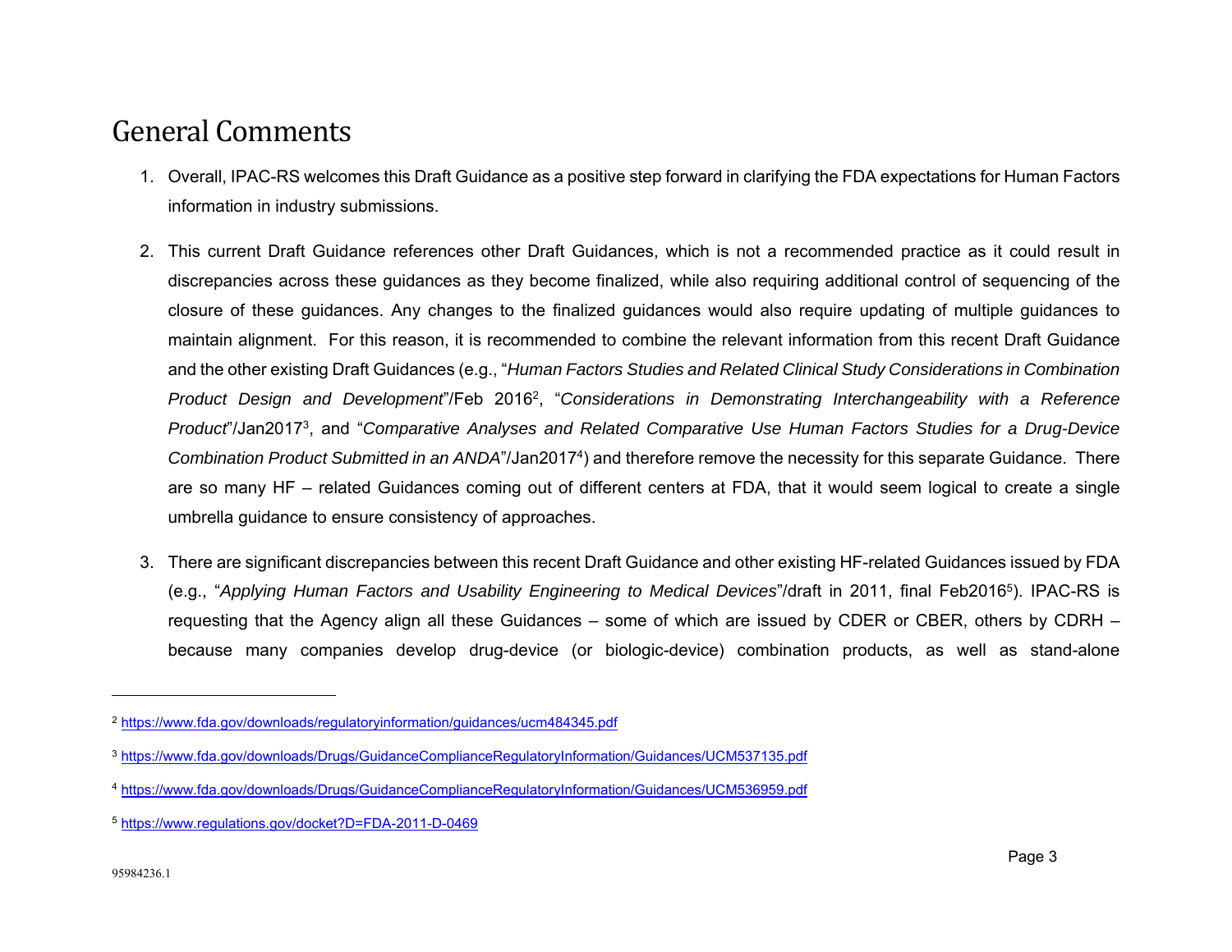# General Comments

1. Overall, IPAC-RS welcomes this Draft Guidance as a positive step forward in clarifying the FDA expectations for Human Factors information in industry submissions.

2. This current Draft Guidance references other Draft Guidances, which is not a recommended practice as it could result in discrepancies across these guidances as they become finalized, while also requiring additional control of sequencing of the closure of these guidances. Any changes to the finalized guidances would also require updating of multiple guidances to maintain alignment. For this reason, it is recommended to combine the relevant information from this recent Draft Guidance and the other existing Draft Guidances (e.g., "*Human Factors Studies and Related Clinical Study Considerations in Combination Product Design and Development*"/Feb 2016[2], "*Considerations in Demonstrating Interchangeability with a Reference Product*"/Jan2017[3], and "*Comparative Analyses and Related Comparative Use Human Factors Studies for a Drug-Device Combination Product Submitted in an ANDA*"/Jan2017[4]) and therefore remove the necessity for this separate Guidance. There are so many HF – related Guidances coming out of different centers at FDA, that it would seem logical to create a single umbrella guidance to ensure consistency of approaches.

3. There are significant discrepancies between this recent Draft Guidance and other existing HF-related Guidances issued by FDA (e.g., "*Applying Human Factors and Usability Engineering to Medical Devices*"/draft in 2011, final Feb2016[5]). IPAC-RS is requesting that the Agency align all these Guidances – some of which are issued by CDER or CBER, others by CDRH – because many companies develop drug-device (or biologic-device) combination products, as well as stand-alone

---

[2] https://www.fda.gov/downloads/regulatoryinformation/guidances/ucm484345.pdf

[3] https://www.fda.gov/downloads/Drugs/GuidanceComplianceRegulatoryInformation/Guidances/UCM537135.pdf

[4] https://www.fda.gov/downloads/Drugs/GuidanceComplianceRegulatoryInformation/Guidances/UCM536959.pdf

[5] https://www.regulations.gov/docket?D=FDA-2011-D-0469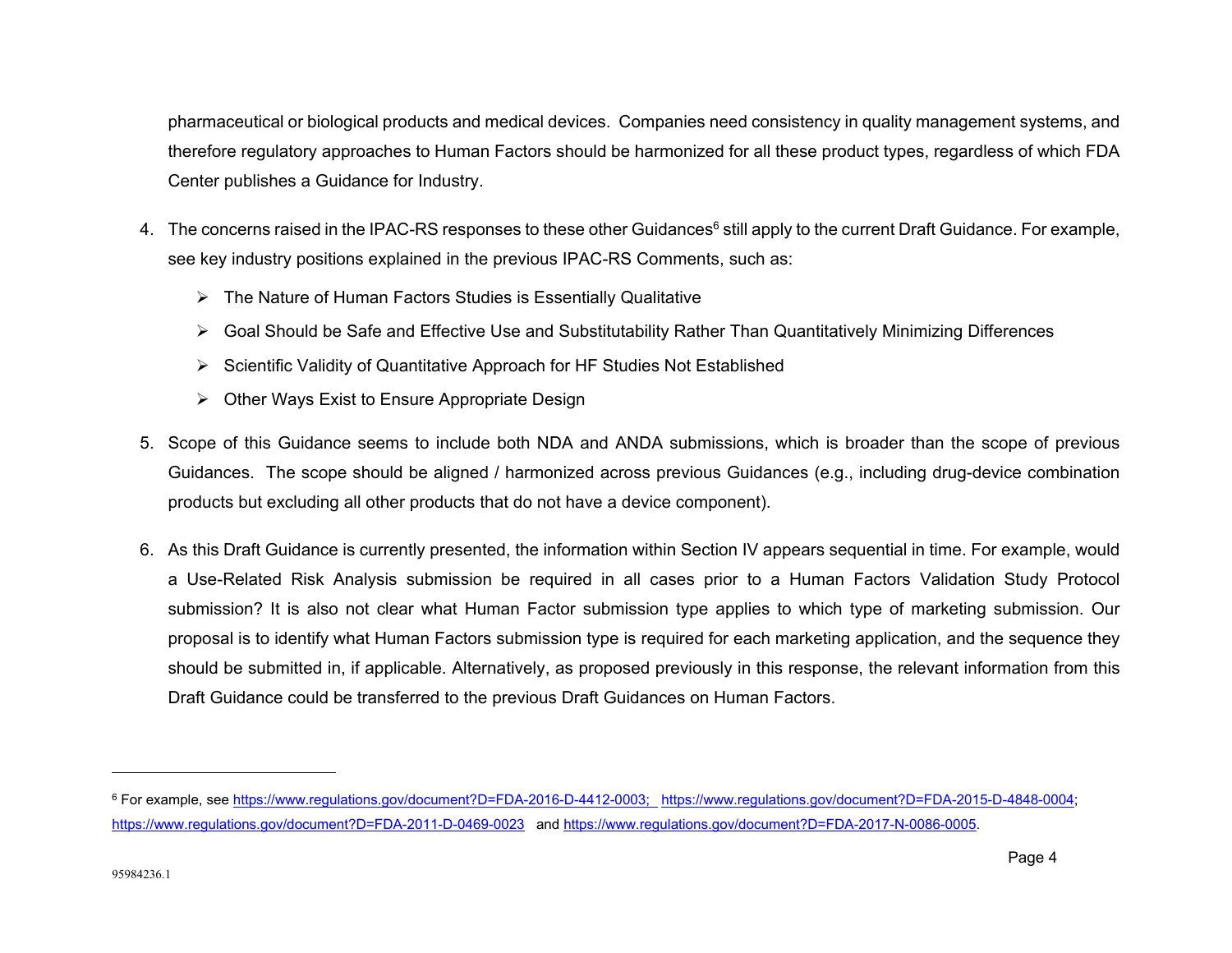pharmaceutical or biological products and medical devices. Companies need consistency in quality management systems, and therefore regulatory approaches to Human Factors should be harmonized for all these product types, regardless of which FDA Center publishes a Guidance for Industry.

4. The concerns raised in the IPAC-RS responses to these other Guidances[6] still apply to the current Draft Guidance. For example, see key industry positions explained in the previous IPAC-RS Comments, such as:
   - The Nature of Human Factors Studies is Essentially Qualitative
   - Goal Should be Safe and Effective Use and Substitutability Rather Than Quantitatively Minimizing Differences
   - Scientific Validity of Quantitative Approach for HF Studies Not Established
   - Other Ways Exist to Ensure Appropriate Design

5. Scope of this Guidance seems to include both NDA and ANDA submissions, which is broader than the scope of previous Guidances. The scope should be aligned / harmonized across previous Guidances (e.g., including drug-device combination products but excluding all other products that do not have a device component).

6. As this Draft Guidance is currently presented, the information within Section IV appears sequential in time. For example, would a Use-Related Risk Analysis submission be required in all cases prior to a Human Factors Validation Study Protocol submission? It is also not clear what Human Factor submission type applies to which type of marketing submission. Our proposal is to identify what Human Factors submission type is required for each marketing application, and the sequence they should be submitted in, if applicable. Alternatively, as proposed previously in this response, the relevant information from this Draft Guidance could be transferred to the previous Draft Guidances on Human Factors.

---

[6] For example, see https://www.regulations.gov/document?D=FDA-2016-D-4412-0003; https://www.regulations.gov/document?D=FDA-2015-D-4848-0004; https://www.regulations.gov/document?D=FDA-2011-D-0469-0023 and https://www.regulations.gov/document?D=FDA-2017-N-0086-0005.

95984236.1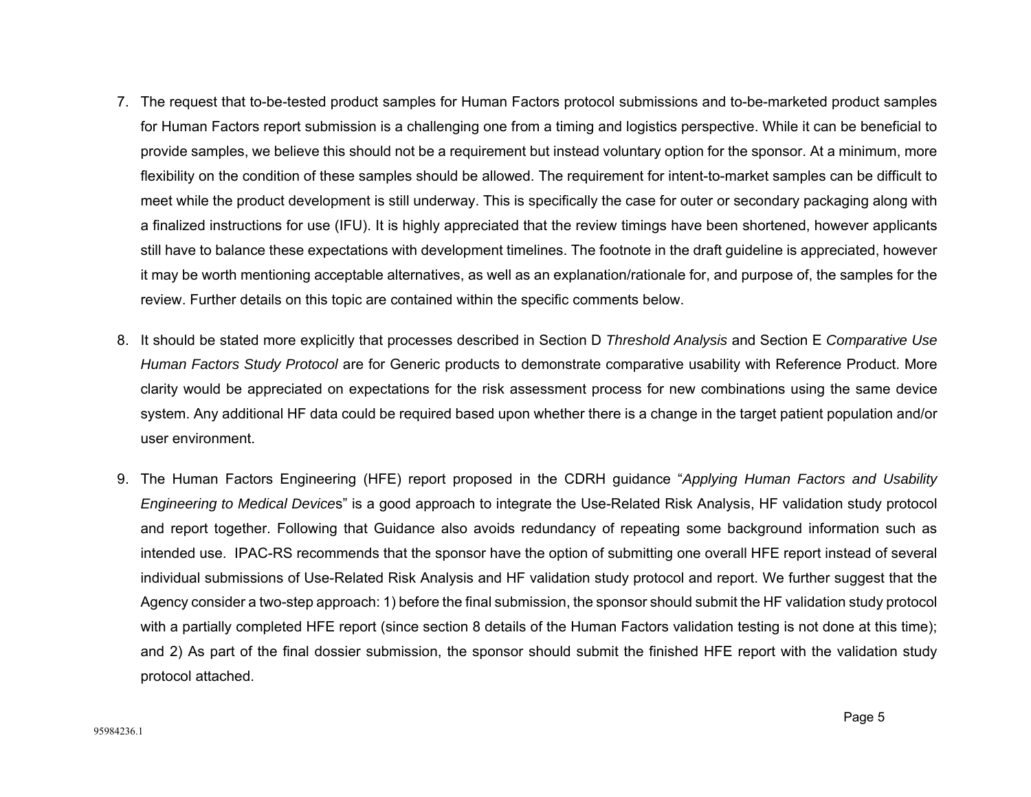7. The request that to-be-tested product samples for Human Factors protocol submissions and to-be-marketed product samples for Human Factors report submission is a challenging one from a timing and logistics perspective. While it can be beneficial to provide samples, we believe this should not be a requirement but instead voluntary option for the sponsor. At a minimum, more flexibility on the condition of these samples should be allowed. The requirement for intent-to-market samples can be difficult to meet while the product development is still underway. This is specifically the case for outer or secondary packaging along with a finalized instructions for use (IFU). It is highly appreciated that the review timings have been shortened, however applicants still have to balance these expectations with development timelines. The footnote in the draft guideline is appreciated, however it may be worth mentioning acceptable alternatives, as well as an explanation/rationale for, and purpose of, the samples for the review. Further details on this topic are contained within the specific comments below.

8. It should be stated more explicitly that processes described in Section D *Threshold Analysis* and Section E *Comparative Use Human Factors Study Protocol* are for Generic products to demonstrate comparative usability with Reference Product. More clarity would be appreciated on expectations for the risk assessment process for new combinations using the same device system. Any additional HF data could be required based upon whether there is a change in the target patient population and/or user environment.

9. The Human Factors Engineering (HFE) report proposed in the CDRH guidance "*Applying Human Factors and Usability Engineering to Medical Devices*" is a good approach to integrate the Use-Related Risk Analysis, HF validation study protocol and report together. Following that Guidance also avoids redundancy of repeating some background information such as intended use. IPAC-RS recommends that the sponsor have the option of submitting one overall HFE report instead of several individual submissions of Use-Related Risk Analysis and HF validation study protocol and report. We further suggest that the Agency consider a two-step approach: 1) before the final submission, the sponsor should submit the HF validation study protocol with a partially completed HFE report (since section 8 details of the Human Factors validation testing is not done at this time); and 2) As part of the final dossier submission, the sponsor should submit the finished HFE report with the validation study protocol attached.

95984236.1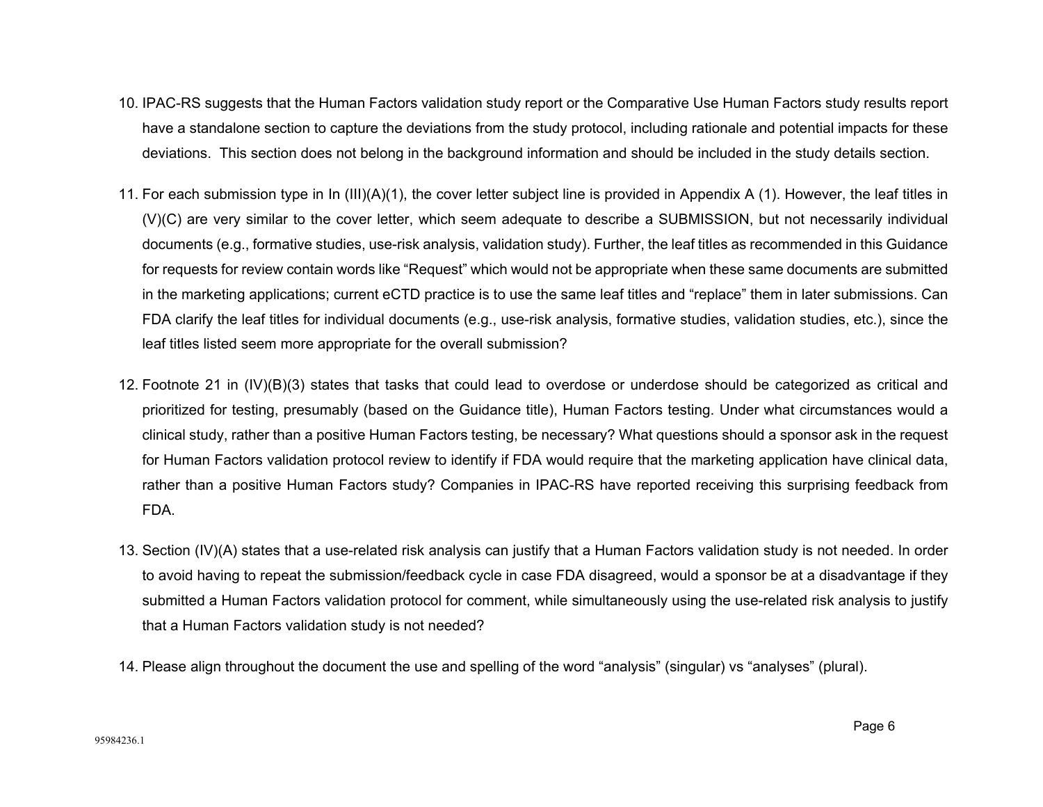10. IPAC-RS suggests that the Human Factors validation study report or the Comparative Use Human Factors study results report have a standalone section to capture the deviations from the study protocol, including rationale and potential impacts for these deviations. This section does not belong in the background information and should be included in the study details section.

11. For each submission type in In (III)(A)(1), the cover letter subject line is provided in Appendix A (1). However, the leaf titles in (V)(C) are very similar to the cover letter, which seem adequate to describe a SUBMISSION, but not necessarily individual documents (e.g., formative studies, use-risk analysis, validation study). Further, the leaf titles as recommended in this Guidance for requests for review contain words like "Request" which would not be appropriate when these same documents are submitted in the marketing applications; current eCTD practice is to use the same leaf titles and "replace" them in later submissions. Can FDA clarify the leaf titles for individual documents (e.g., use-risk analysis, formative studies, validation studies, etc.), since the leaf titles listed seem more appropriate for the overall submission?

12. Footnote 21 in (IV)(B)(3) states that tasks that could lead to overdose or underdose should be categorized as critical and prioritized for testing, presumably (based on the Guidance title), Human Factors testing. Under what circumstances would a clinical study, rather than a positive Human Factors testing, be necessary? What questions should a sponsor ask in the request for Human Factors validation protocol review to identify if FDA would require that the marketing application have clinical data, rather than a positive Human Factors study? Companies in IPAC-RS have reported receiving this surprising feedback from FDA.

13. Section (IV)(A) states that a use-related risk analysis can justify that a Human Factors validation study is not needed. In order to avoid having to repeat the submission/feedback cycle in case FDA disagreed, would a sponsor be at a disadvantage if they submitted a Human Factors validation protocol for comment, while simultaneously using the use-related risk analysis to justify that a Human Factors validation study is not needed?

14. Please align throughout the document the use and spelling of the word "analysis" (singular) vs "analyses" (plural).

95984236.1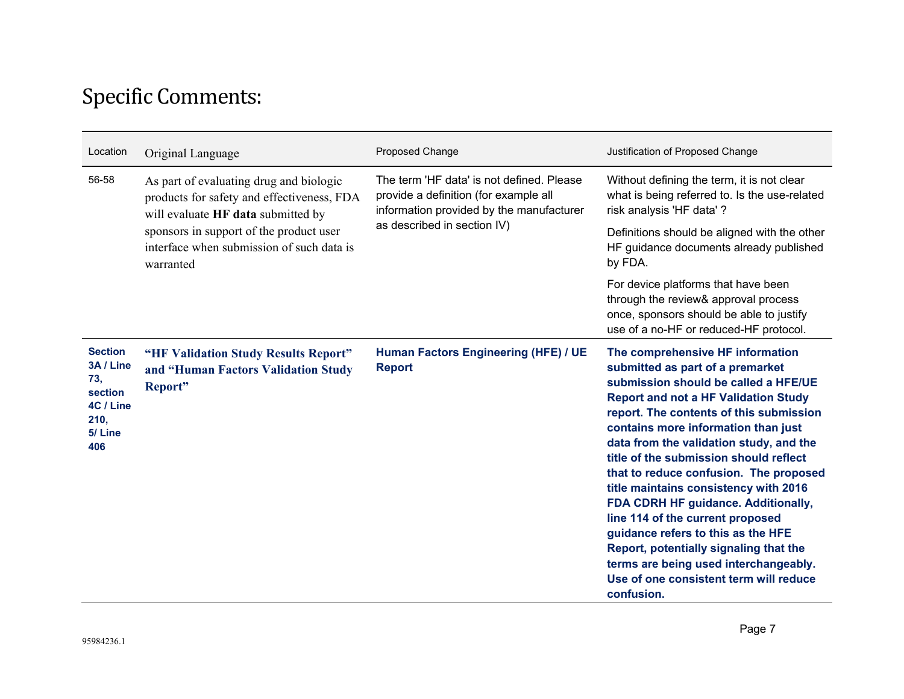# Specific Comments:

| Location | Original Language | Proposed Change | Justification of Proposed Change |
|---|---|---|---|
| 56-58 | As part of evaluating drug and biologic products for safety and effectiveness, FDA will evaluate **HF data** submitted by sponsors in support of the product user interface when submission of such data is warranted | The term 'HF data' is not defined. Please provide a definition (for example all information provided by the manufacturer as described in section IV) | Without defining the term, it is not clear what is being referred to. Is the use-related risk analysis 'HF data' ?<br><br>Definitions should be aligned with the other HF guidance documents already published by FDA.<br><br>For device platforms that have been through the review& approval process once, sponsors should be able to justify use of a no-HF or reduced-HF protocol. |
| **Section 3A / Line 73, section 4C / Line 210, 5/ Line 406** | **"HF Validation Study Results Report" and "Human Factors Validation Study Report"** | **Human Factors Engineering (HFE) / UE Report** | **The comprehensive HF information submitted as part of a premarket submission should be called a HFE/UE Report and not a HF Validation Study report. The contents of this submission contains more information than just data from the validation study, and the title of the submission should reflect that to reduce confusion. The proposed title maintains consistency with 2016 FDA CDRH HF guidance. Additionally, line 114 of the current proposed guidance refers to this as the HFE Report, potentially signaling that the terms are being used interchangeably. Use of one consistent term will reduce confusion.** |

95984236.1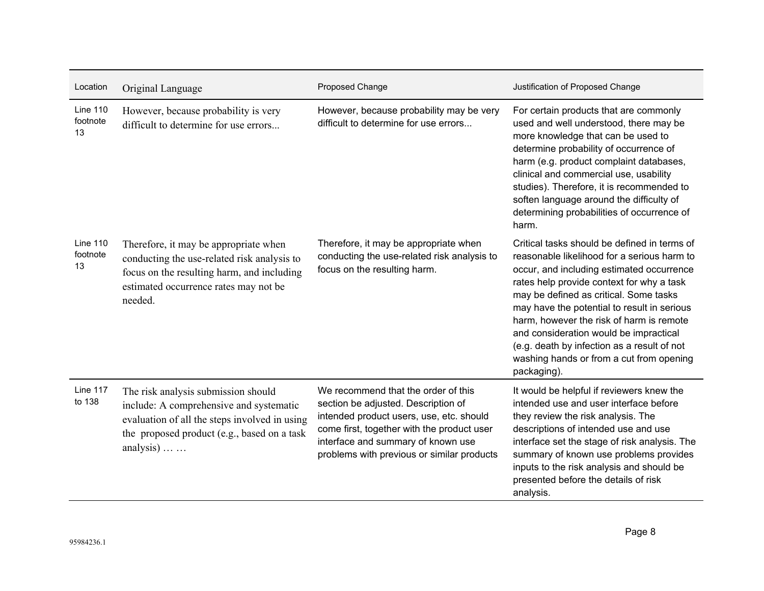| Location | Original Language | Proposed Change | Justification of Proposed Change |
| --- | --- | --- | --- |
| Line 110 footnote 13 | However, because probability is very difficult to determine for use errors... | However, because probability may be very difficult to determine for use errors... | For certain products that are commonly used and well understood, there may be more knowledge that can be used to determine probability of occurrence of harm (e.g. product complaint databases, clinical and commercial use, usability studies). Therefore, it is recommended to soften language around the difficulty of determining probabilities of occurrence of harm. |
| Line 110 footnote 13 | Therefore, it may be appropriate when conducting the use-related risk analysis to focus on the resulting harm, and including estimated occurrence rates may not be needed. | Therefore, it may be appropriate when conducting the use-related risk analysis to focus on the resulting harm. | Critical tasks should be defined in terms of reasonable likelihood for a serious harm to occur, and including estimated occurrence rates help provide context for why a task may be defined as critical. Some tasks may have the potential to result in serious harm, however the risk of harm is remote and consideration would be impractical (e.g. death by infection as a result of not washing hands or from a cut from opening packaging). |
| Line 117 to 138 | The risk analysis submission should include: A comprehensive and systematic evaluation of all the steps involved in using the proposed product (e.g., based on a task analysis) … … | We recommend that the order of this section be adjusted. Description of intended product users, use, etc. should come first, together with the product user interface and summary of known use problems with previous or similar products | It would be helpful if reviewers knew the intended use and user interface before they review the risk analysis. The descriptions of intended use and use interface set the stage of risk analysis. The summary of known use problems provides inputs to the risk analysis and should be presented before the details of risk analysis. |

95984236.1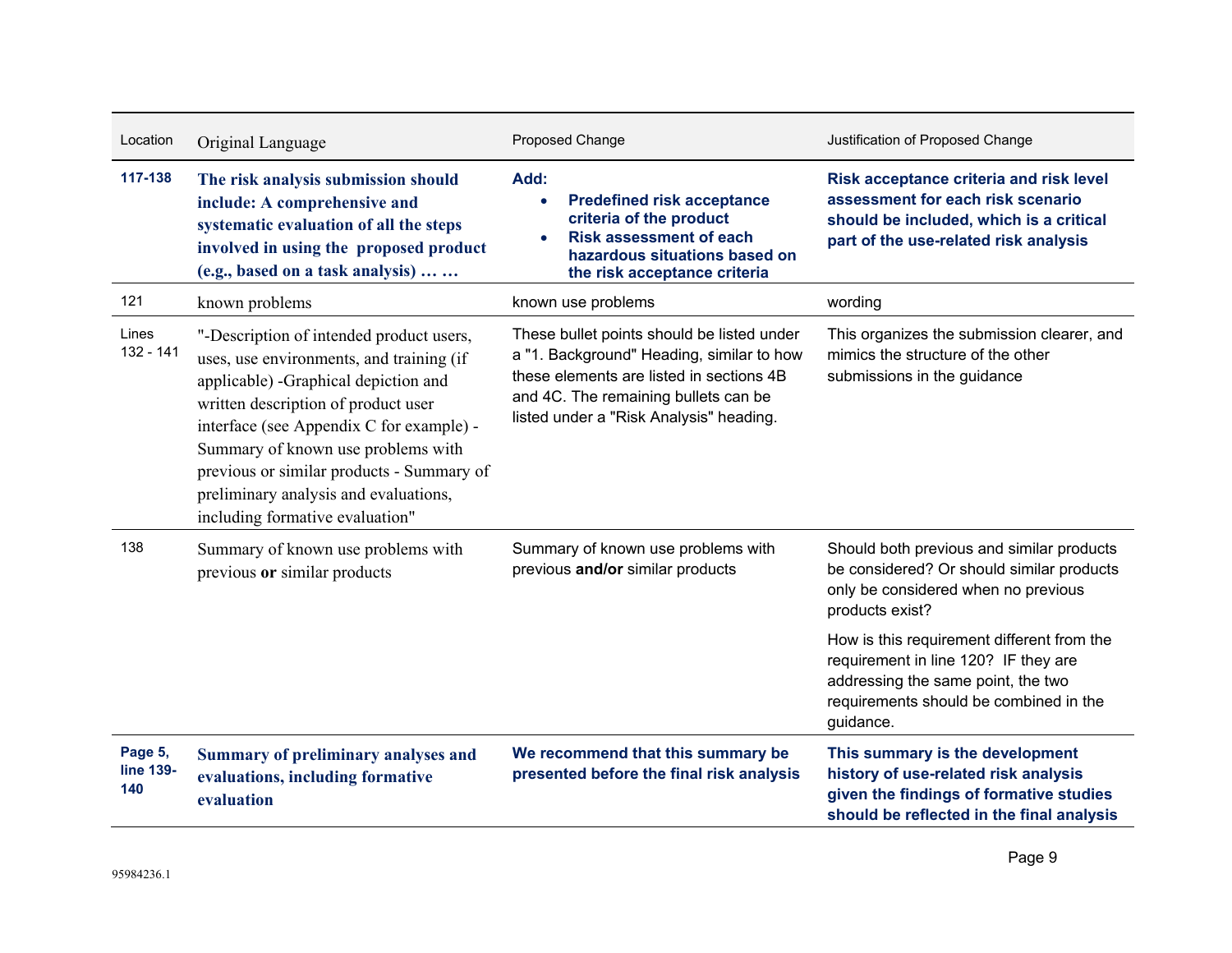| Location | Original Language | Proposed Change | Justification of Proposed Change |
|---|---|---|---|
| **117-138** | **The risk analysis submission should include: A comprehensive and systematic evaluation of all the steps involved in using the proposed product (e.g., based on a task analysis) … …** | **Add:**<br>• **Predefined risk acceptance criteria of the product**<br>• **Risk assessment of each hazardous situations based on the risk acceptance criteria** | **Risk acceptance criteria and risk level assessment for each risk scenario should be included, which is a critical part of the use-related risk analysis** |
| 121 | known problems | known use problems | wording |
| Lines 132 - 141 | "-Description of intended product users, uses, use environments, and training (if applicable) -Graphical depiction and written description of product user interface (see Appendix C for example) - Summary of known use problems with previous or similar products - Summary of preliminary analysis and evaluations, including formative evaluation" | These bullet points should be listed under a "1. Background" Heading, similar to how these elements are listed in sections 4B and 4C. The remaining bullets can be listed under a "Risk Analysis" heading. | This organizes the submission clearer, and mimics the structure of the other submissions in the guidance |
| 138 | Summary of known use problems with previous **or** similar products | Summary of known use problems with previous **and/or** similar products | Should both previous and similar products be considered? Or should similar products only be considered when no previous products exist?<br><br>How is this requirement different from the requirement in line 120? IF they are addressing the same point, the two requirements should be combined in the guidance. |
| **Page 5, line 139-140** | **Summary of preliminary analyses and evaluations, including formative evaluation** | **We recommend that this summary be presented before the final risk analysis** | **This summary is the development history of use-related risk analysis given the findings of formative studies should be reflected in the final analysis** |

95984236.1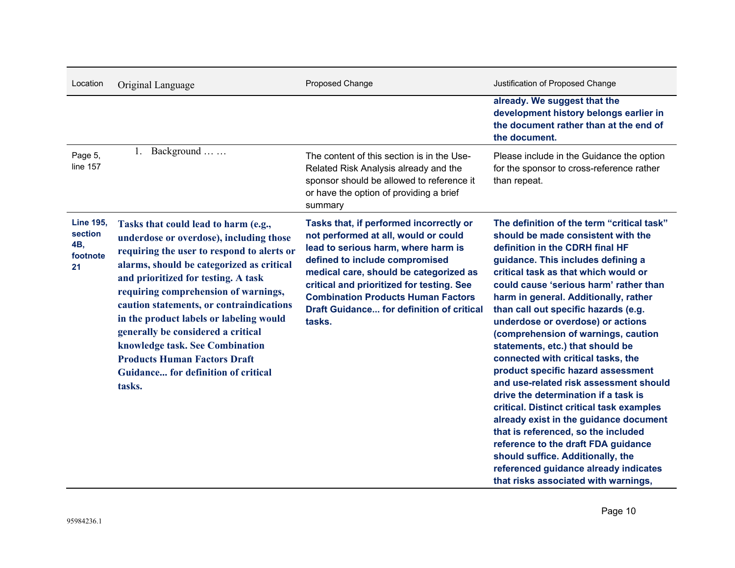| Location | Original Language | Proposed Change | Justification of Proposed Change |
| --- | --- | --- | --- |
| | | | **already. We suggest that the development history belongs earlier in the document rather than at the end of the document.** |
| Page 5, line 157 | 1. Background … … | The content of this section is in the Use-Related Risk Analysis already and the sponsor should be allowed to reference it or have the option of providing a brief summary | Please include in the Guidance the option for the sponsor to cross-reference rather than repeat. |
| **Line 195, section 4B, footnote 21** | **Tasks that could lead to harm (e.g., underdose or overdose), including those requiring the user to respond to alerts or alarms, should be categorized as critical and prioritized for testing. A task requiring comprehension of warnings, caution statements, or contraindications in the product labels or labeling would generally be considered a critical knowledge task. See Combination Products Human Factors Draft Guidance... for definition of critical tasks.** | **Tasks that, if performed incorrectly or not performed at all, would or could lead to serious harm, where harm is defined to include compromised medical care, should be categorized as critical and prioritized for testing. See Combination Products Human Factors Draft Guidance... for definition of critical tasks.** | **The definition of the term "critical task" should be made consistent with the definition in the CDRH final HF guidance. This includes defining a critical task as that which would or could cause 'serious harm' rather than harm in general. Additionally, rather than call out specific hazards (e.g. underdose or overdose) or actions (comprehension of warnings, caution statements, etc.) that should be connected with critical tasks, the product specific hazard assessment and use-related risk assessment should drive the determination if a task is critical. Distinct critical task examples already exist in the guidance document that is referenced, so the included reference to the draft FDA guidance should suffice. Additionally, the referenced guidance already indicates that risks associated with warnings,** |

95984236.1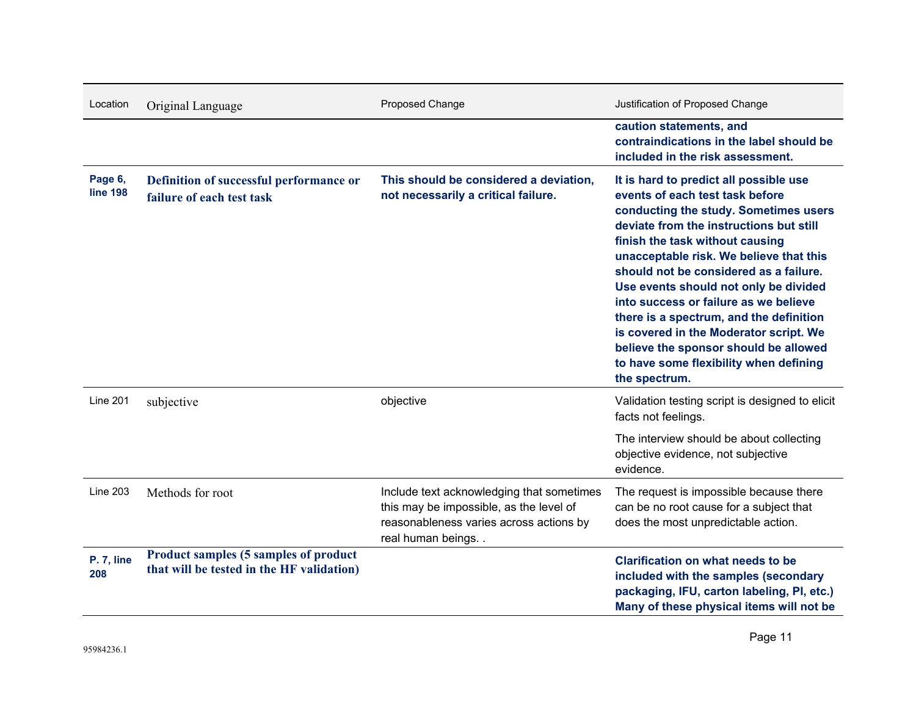| Location | Original Language | Proposed Change | Justification of Proposed Change |
|---|---|---|---|
| | | | **caution statements, and contraindications in the label should be included in the risk assessment.** |
| **Page 6, line 198** | **Definition of successful performance or failure of each test task** | **This should be considered a deviation, not necessarily a critical failure.** | **It is hard to predict all possible use events of each test task before conducting the study. Sometimes users deviate from the instructions but still finish the task without causing unacceptable risk. We believe that this should not be considered as a failure. Use events should not only be divided into success or failure as we believe there is a spectrum, and the definition is covered in the Moderator script. We believe the sponsor should be allowed to have some flexibility when defining the spectrum.** |
| Line 201 | subjective | objective | Validation testing script is designed to elicit facts not feelings.<br><br>The interview should be about collecting objective evidence, not subjective evidence. |
| Line 203 | Methods for root | Include text acknowledging that sometimes this may be impossible, as the level of reasonableness varies across actions by real human beings. . | The request is impossible because there can be no root cause for a subject that does the most unpredictable action. |
| **P. 7, line 208** | **Product samples (5 samples of product that will be tested in the HF validation)** | | **Clarification on what needs to be included with the samples (secondary packaging, IFU, carton labeling, PI, etc.) Many of these physical items will not be** |

95984236.1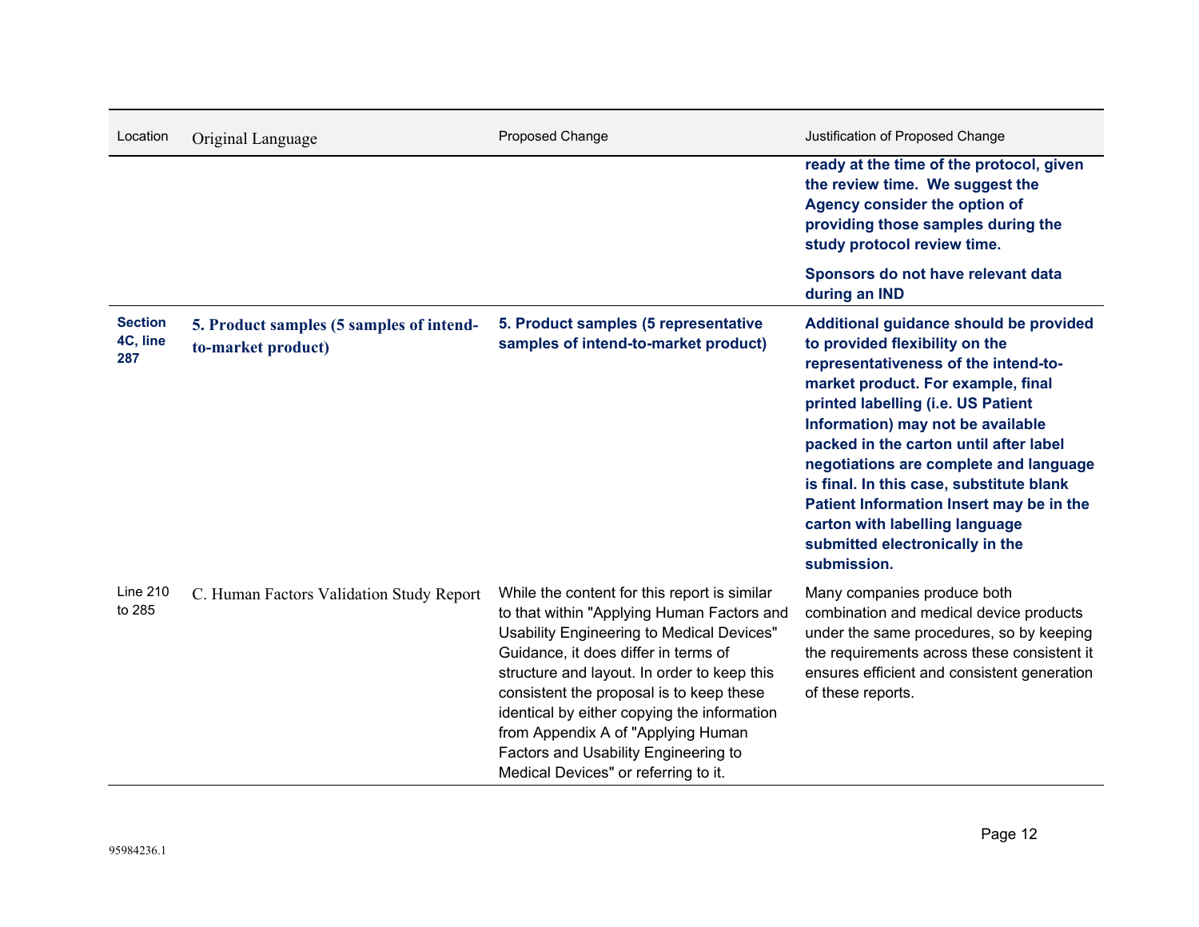| Location | Original Language | Proposed Change | Justification of Proposed Change |
|---|---|---|---|
| | | | **ready at the time of the protocol, given the review time. We suggest the Agency consider the option of providing those samples during the study protocol review time.**<br><br>**Sponsors do not have relevant data during an IND** |
| **Section 4C, line 287** | **5. Product samples (5 samples of intend-to-market product)** | **5. Product samples (5 representative samples of intend-to-market product)** | **Additional guidance should be provided to provided flexibility on the representativeness of the intend-to-market product. For example, final printed labelling (i.e. US Patient Information) may not be available packed in the carton until after label negotiations are complete and language is final. In this case, substitute blank Patient Information Insert may be in the carton with labelling language submitted electronically in the submission.** |
| Line 210 to 285 | C. Human Factors Validation Study Report | While the content for this report is similar to that within "Applying Human Factors and Usability Engineering to Medical Devices" Guidance, it does differ in terms of structure and layout. In order to keep this consistent the proposal is to keep these identical by either copying the information from Appendix A of "Applying Human Factors and Usability Engineering to Medical Devices" or referring to it. | Many companies produce both combination and medical device products under the same procedures, so by keeping the requirements across these consistent it ensures efficient and consistent generation of these reports. |

95984236.1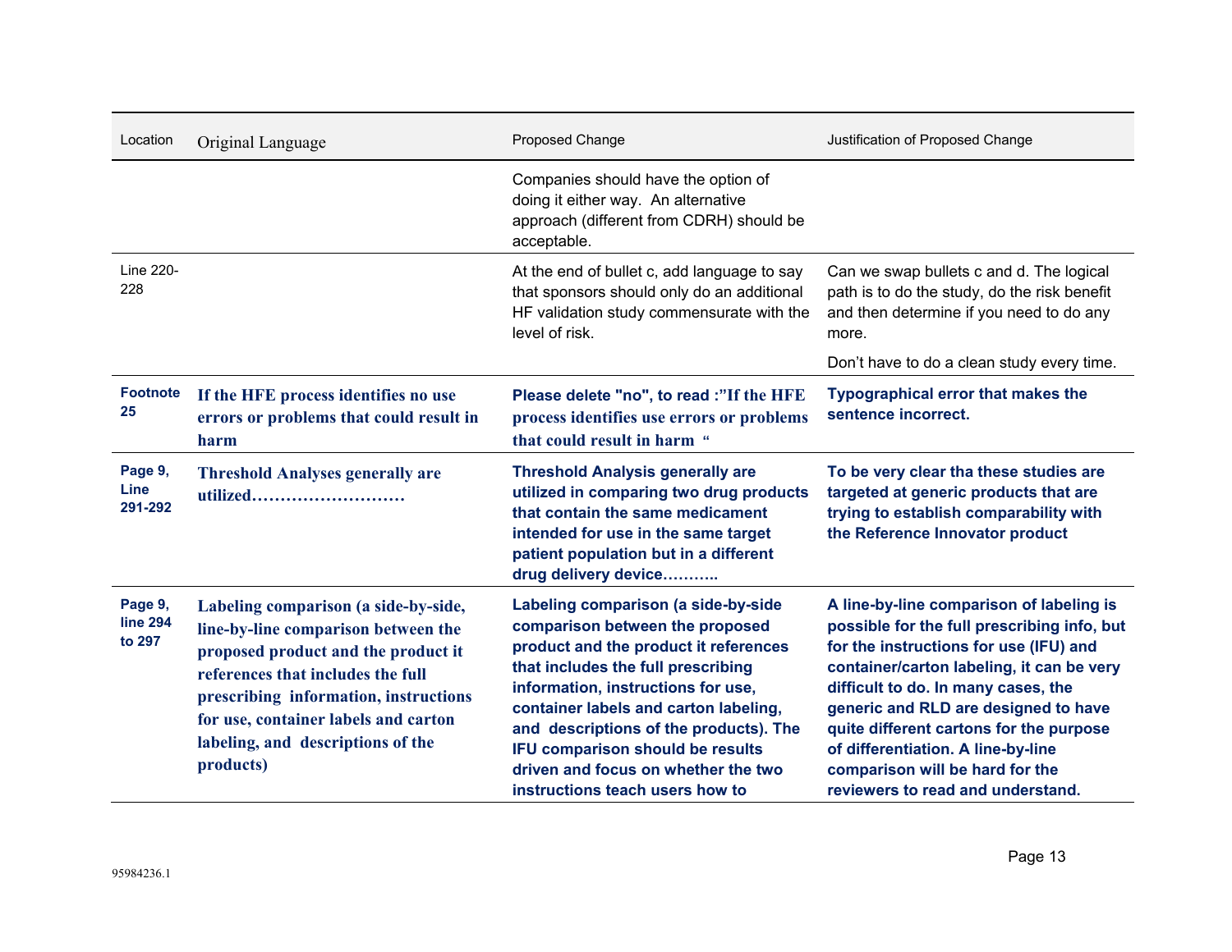| Location | Original Language | Proposed Change | Justification of Proposed Change |
|---|---|---|---|
| | | Companies should have the option of doing it either way. An alternative approach (different from CDRH) should be acceptable. | |
| Line 220-228 | | At the end of bullet c, add language to say that sponsors should only do an additional HF validation study commensurate with the level of risk. | Can we swap bullets c and d. The logical path is to do the study, do the risk benefit and then determine if you need to do any more.<br><br>Don't have to do a clean study every time. |
| **Footnote 25** | **If the HFE process identifies no use errors or problems that could result in harm** | **Please delete "no", to read :"If the HFE process identifies use errors or problems that could result in harm "** | **Typographical error that makes the sentence incorrect.** |
| **Page 9, Line 291-292** | **Threshold Analyses generally are utilized………………………** | **Threshold Analysis generally are utilized in comparing two drug products that contain the same medicament intended for use in the same target patient population but in a different drug delivery device……….** | **To be very clear tha these studies are targeted at generic products that are trying to establish comparability with the Reference Innovator product** |
| **Page 9, line 294 to 297** | **Labeling comparison (a side-by-side, line-by-line comparison between the proposed product and the product it references that includes the full prescribing information, instructions for use, container labels and carton labeling, and descriptions of the products)** | **Labeling comparison (a side-by-side comparison between the proposed product and the product it references that includes the full prescribing information, instructions for use, container labels and carton labeling, and descriptions of the products). The IFU comparison should be results driven and focus on whether the two instructions teach users how to** | **A line-by-line comparison of labeling is possible for the full prescribing info, but for the instructions for use (IFU) and container/carton labeling, it can be very difficult to do. In many cases, the generic and RLD are designed to have quite different cartons for the purpose of differentiation. A line-by-line comparison will be hard for the reviewers to read and understand.** |

95984236.1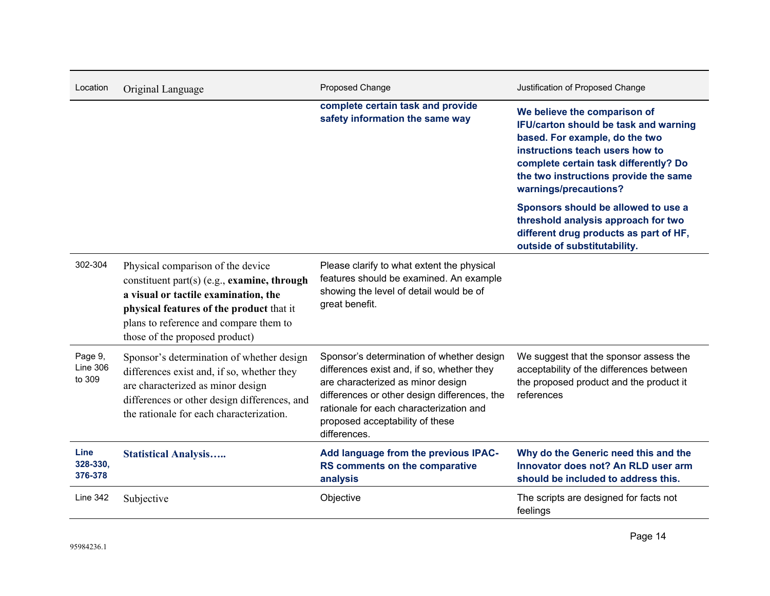| Location | Original Language | Proposed Change | Justification of Proposed Change |
|---|---|---|---|
| | | **complete certain task and provide safety information the same way** | **We believe the comparison of IFU/carton should be task and warning based. For example, do the two instructions teach users how to complete certain task differently? Do the two instructions provide the same warnings/precautions?**<br><br>**Sponsors should be allowed to use a threshold analysis approach for two different drug products as part of HF, outside of substitutability.** |
| 302-304 | Physical comparison of the device constituent part(s) (e.g., **examine, through a visual or tactile examination, the physical features of the product** that it plans to reference and compare them to those of the proposed product) | Please clarify to what extent the physical features should be examined. An example showing the level of detail would be of great benefit. | |
| Page 9, Line 306 to 309 | Sponsor's determination of whether design differences exist and, if so, whether they are characterized as minor design differences or other design differences, and the rationale for each characterization. | Sponsor's determination of whether design differences exist and, if so, whether they are characterized as minor design differences or other design differences, the rationale for each characterization and proposed acceptability of these differences. | We suggest that the sponsor assess the acceptability of the differences between the proposed product and the product it references |
| **Line 328-330, 376-378** | **Statistical Analysis…..** | **Add language from the previous IPAC-RS comments on the comparative analysis** | **Why do the Generic need this and the Innovator does not? An RLD user arm should be included to address this.** |
| Line 342 | Subjective | Objective | The scripts are designed for facts not feelings |

95984236.1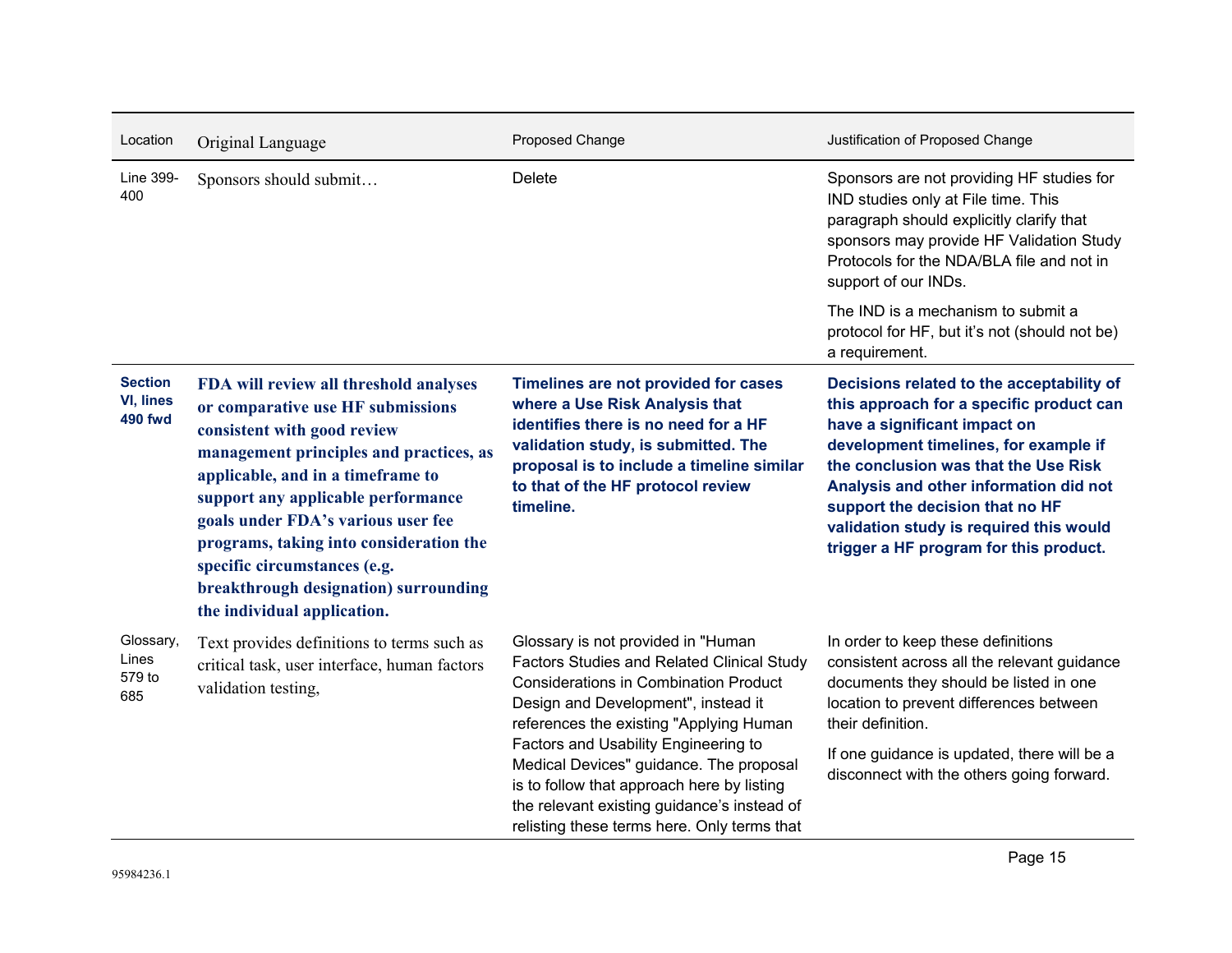| Location | Original Language | Proposed Change | Justification of Proposed Change |
|---|---|---|---|
| Line 399-400 | Sponsors should submit… | Delete | Sponsors are not providing HF studies for IND studies only at File time. This paragraph should explicitly clarify that sponsors may provide HF Validation Study Protocols for the NDA/BLA file and not in support of our INDs.<br><br>The IND is a mechanism to submit a protocol for HF, but it's not (should not be) a requirement. |
| **Section VI, lines 490 fwd** | **FDA will review all threshold analyses or comparative use HF submissions consistent with good review management principles and practices, as applicable, and in a timeframe to support any applicable performance goals under FDA's various user fee programs, taking into consideration the specific circumstances (e.g. breakthrough designation) surrounding the individual application.** | **Timelines are not provided for cases where a Use Risk Analysis that identifies there is no need for a HF validation study, is submitted. The proposal is to include a timeline similar to that of the HF protocol review timeline.** | **Decisions related to the acceptability of this approach for a specific product can have a significant impact on development timelines, for example if the conclusion was that the Use Risk Analysis and other information did not support the decision that no HF validation study is required this would trigger a HF program for this product.** |
| Glossary, Lines 579 to 685 | Text provides definitions to terms such as critical task, user interface, human factors validation testing, | Glossary is not provided in "Human Factors Studies and Related Clinical Study Considerations in Combination Product Design and Development", instead it references the existing "Applying Human Factors and Usability Engineering to Medical Devices" guidance. The proposal is to follow that approach here by listing the relevant existing guidance's instead of relisting these terms here. Only terms that | In order to keep these definitions consistent across all the relevant guidance documents they should be listed in one location to prevent differences between their definition.<br><br>If one guidance is updated, there will be a disconnect with the others going forward. |

95984236.1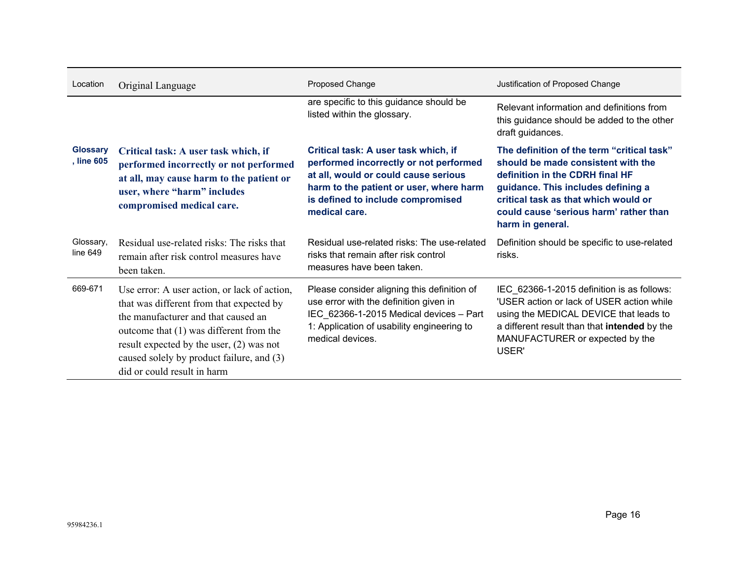| Location | Original Language | Proposed Change | Justification of Proposed Change |
|---|---|---|---|
| | | are specific to this guidance should be listed within the glossary. | Relevant information and definitions from this guidance should be added to the other draft guidances. |
| **Glossary, line 605** | **Critical task: A user task which, if performed incorrectly or not performed at all, may cause harm to the patient or user, where "harm" includes compromised medical care.** | **Critical task: A user task which, if performed incorrectly or not performed at all, would or could cause serious harm to the patient or user, where harm is defined to include compromised medical care.** | **The definition of the term "critical task" should be made consistent with the definition in the CDRH final HF guidance. This includes defining a critical task as that which would or could cause 'serious harm' rather than harm in general.** |
| Glossary, line 649 | Residual use-related risks: The risks that remain after risk control measures have been taken. | Residual use-related risks: The use-related risks that remain after risk control measures have been taken. | Definition should be specific to use-related risks. |
| 669-671 | Use error: A user action, or lack of action, that was different from that expected by the manufacturer and that caused an outcome that (1) was different from the result expected by the user, (2) was not caused solely by product failure, and (3) did or could result in harm | Please consider aligning this definition of use error with the definition given in IEC_62366-1-2015 Medical devices – Part 1: Application of usability engineering to medical devices. | IEC_62366-1-2015 definition is as follows: 'USER action or lack of USER action while using the MEDICAL DEVICE that leads to a different result than that **intended** by the MANUFACTURER or expected by the USER' |

95984236.1